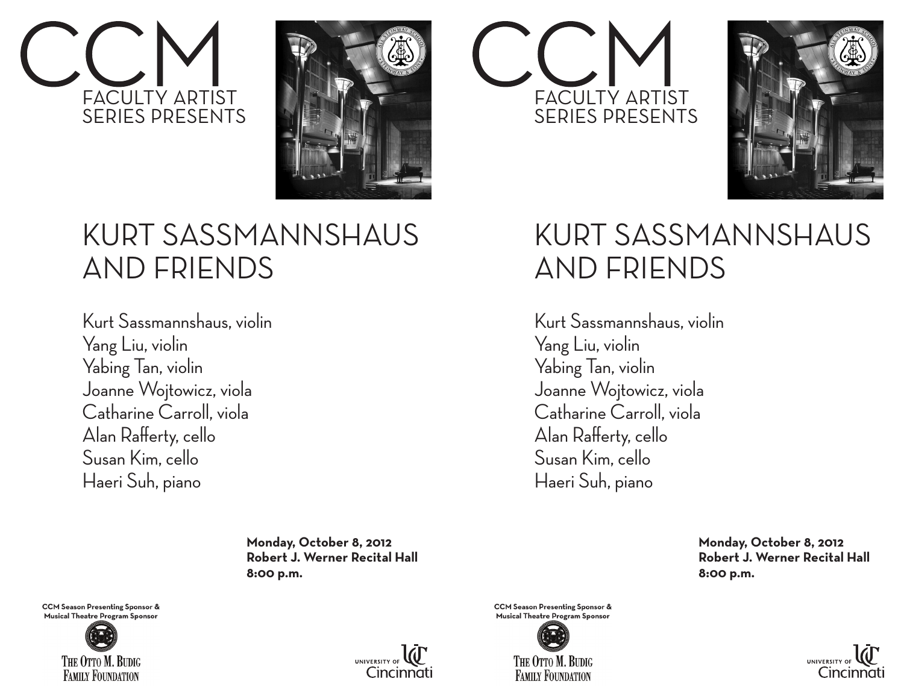# CCM

## FACULTY ARTIST SERIES PRESENTS

# KURT SASSMANNSHAUS AND FRIENDS

Kurt Sassmannshaus, violin
Yang Liu, violin
Yabing Tan, violin
Joanne Wojtowicz, viola
Catharine Carroll, viola
Alan Rafferty, cello
Susan Kim, cello
Haeri Suh, piano

**Monday, October 8, 2012**
**Robert J. Werner Recital Hall**
**8:00 p.m.**

**CCM Season Presenting Sponsor & Musical Theatre Program Sponsor**

The Otto M. Budig Family Foundation

University of Cincinnati

# CCM

## FACULTY ARTIST SERIES PRESENTS

# KURT SASSMANNSHAUS AND FRIENDS

Kurt Sassmannshaus, violin
Yang Liu, violin
Yabing Tan, violin
Joanne Wojtowicz, viola
Catharine Carroll, viola
Alan Rafferty, cello
Susan Kim, cello
Haeri Suh, piano

**Monday, October 8, 2012**
**Robert J. Werner Recital Hall**
**8:00 p.m.**

**CCM Season Presenting Sponsor & Musical Theatre Program Sponsor**

The Otto M. Budig Family Foundation

University of Cincinnati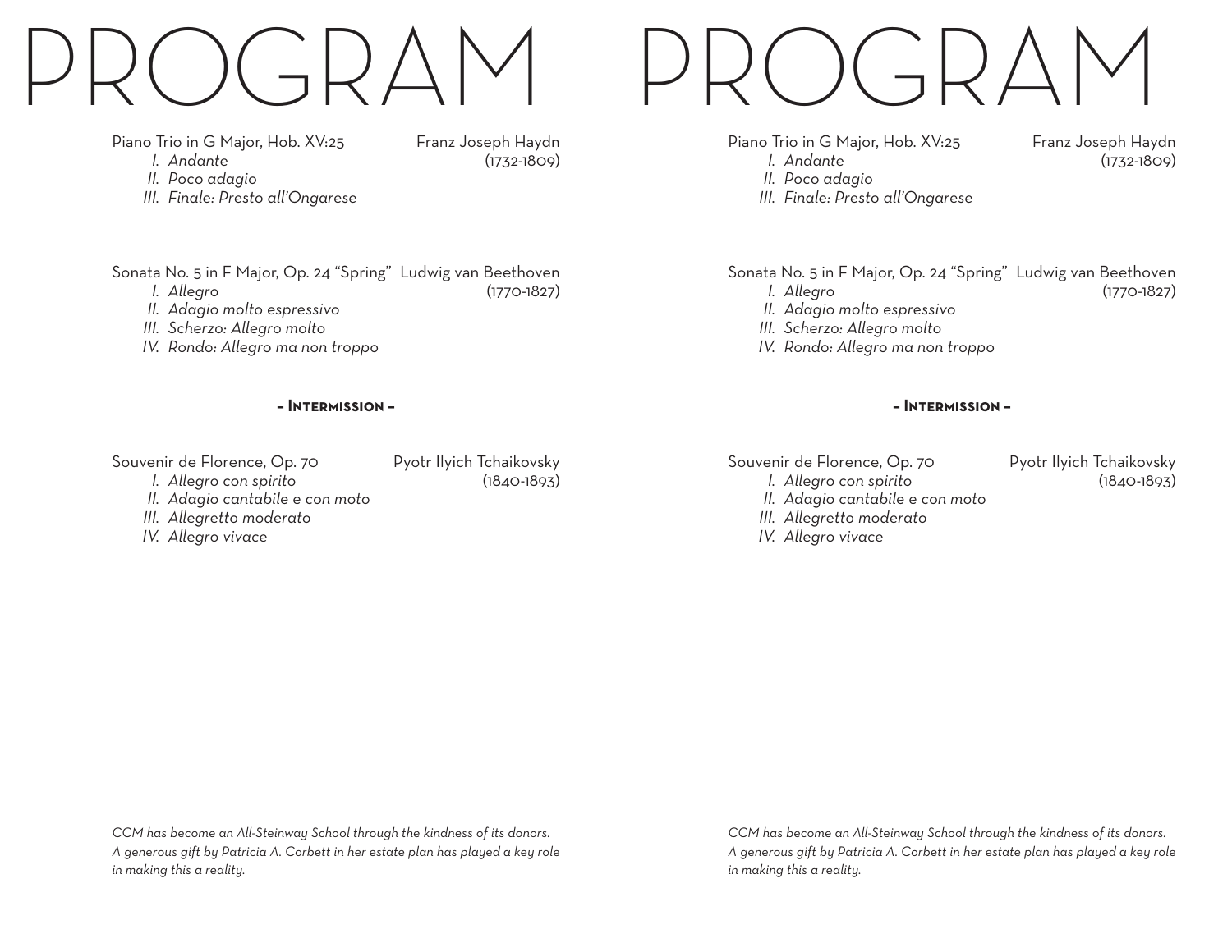# PROGRAM

Piano Trio in G Major, Hob. XV:25 — Franz Joseph Haydn (1732-1809)

1. *Andante*
2. *Poco adagio*
3. *Finale: Presto all'Ongarese*

Sonata No. 5 in F Major, Op. 24 "Spring" — Ludwig van Beethoven (1770-1827)

1. *Allegro*
2. *Adagio molto espressivo*
3. *Scherzo: Allegro molto*
4. *Rondo: Allegro ma non troppo*

**– Intermission –**

Souvenir de Florence, Op. 70 — Pyotr Ilyich Tchaikovsky (1840-1893)

1. *Allegro con spirito*
2. *Adagio cantabile* e *con moto*
3. *Allegretto moderato*
4. *Allegro vivace*

*CCM has become an All-Steinway School through the kindness of its donors. A generous gift by Patricia A. Corbett in her estate plan has played a key role in making this a reality.*

# PROGRAM

Piano Trio in G Major, Hob. XV:25 — Franz Joseph Haydn (1732-1809)

1. *Andante*
2. *Poco adagio*
3. *Finale: Presto all'Ongarese*

Sonata No. 5 in F Major, Op. 24 "Spring" — Ludwig van Beethoven (1770-1827)

1. *Allegro*
2. *Adagio molto espressivo*
3. *Scherzo: Allegro molto*
4. *Rondo: Allegro ma non troppo*

**– Intermission –**

Souvenir de Florence, Op. 70 — Pyotr Ilyich Tchaikovsky (1840-1893)

1. *Allegro con spirito*
2. *Adagio cantabile* e *con moto*
3. *Allegretto moderato*
4. *Allegro vivace*

*CCM has become an All-Steinway School through the kindness of its donors. A generous gift by Patricia A. Corbett in her estate plan has played a key role in making this a reality.*